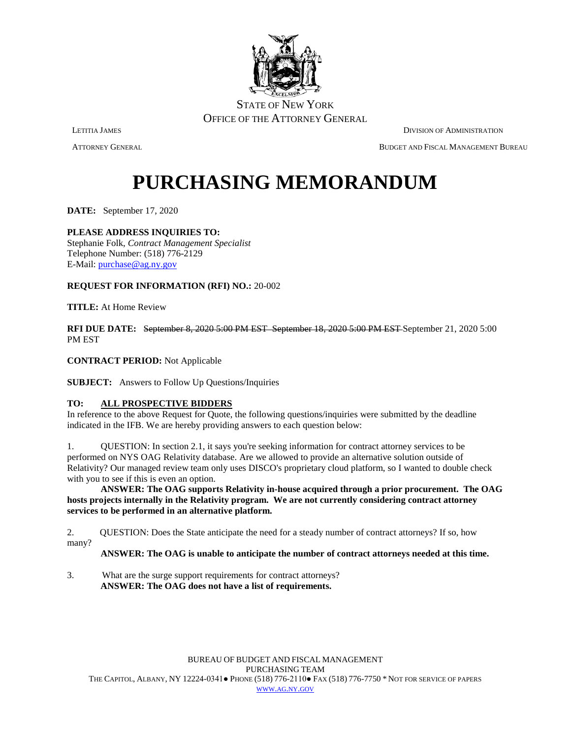STATE OF NEW YORK
OFFICE OF THE ATTORNEY GENERAL

LETITIA JAMES
ATTORNEY GENERAL

DIVISION OF ADMINISTRATION
BUDGET AND FISCAL MANAGEMENT BUREAU

# PURCHASING MEMORANDUM

**DATE:** September 17, 2020

**PLEASE ADDRESS INQUIRIES TO:**
Stephanie Folk, *Contract Management Specialist*
Telephone Number: (518) 776-2129
E-Mail: purchase@ag.ny.gov

**REQUEST FOR INFORMATION (RFI) NO.:** 20-002

**TITLE:** At Home Review

**RFI DUE DATE:** ~~September 8, 2020 5:00 PM EST~~ ~~September 18, 2020 5:00 PM EST~~ September 21, 2020 5:00 PM EST

**CONTRACT PERIOD:** Not Applicable

**SUBJECT:** Answers to Follow Up Questions/Inquiries

**TO: ALL PROSPECTIVE BIDDERS**
In reference to the above Request for Quote, the following questions/inquiries were submitted by the deadline indicated in the IFB. We are hereby providing answers to each question below:

1. QUESTION: In section 2.1, it says you're seeking information for contract attorney services to be performed on NYS OAG Relativity database. Are we allowed to provide an alternative solution outside of Relativity? Our managed review team only uses DISCO's proprietary cloud platform, so I wanted to double check with you to see if this is even an option.

   **ANSWER: The OAG supports Relativity in-house acquired through a prior procurement. The OAG hosts projects internally in the Relativity program. We are not currently considering contract attorney services to be performed in an alternative platform.**

2. QUESTION: Does the State anticipate the need for a steady number of contract attorneys? If so, how many?

   **ANSWER: The OAG is unable to anticipate the number of contract attorneys needed at this time.**

3. What are the surge support requirements for contract attorneys?

   **ANSWER: The OAG does not have a list of requirements.**

BUREAU OF BUDGET AND FISCAL MANAGEMENT
PURCHASING TEAM
THE CAPITOL, ALBANY, NY 12224-0341● PHONE (518) 776-2110● FAX (518) 776-7750 * NOT FOR SERVICE OF PAPERS
WWW.AG.NY.GOV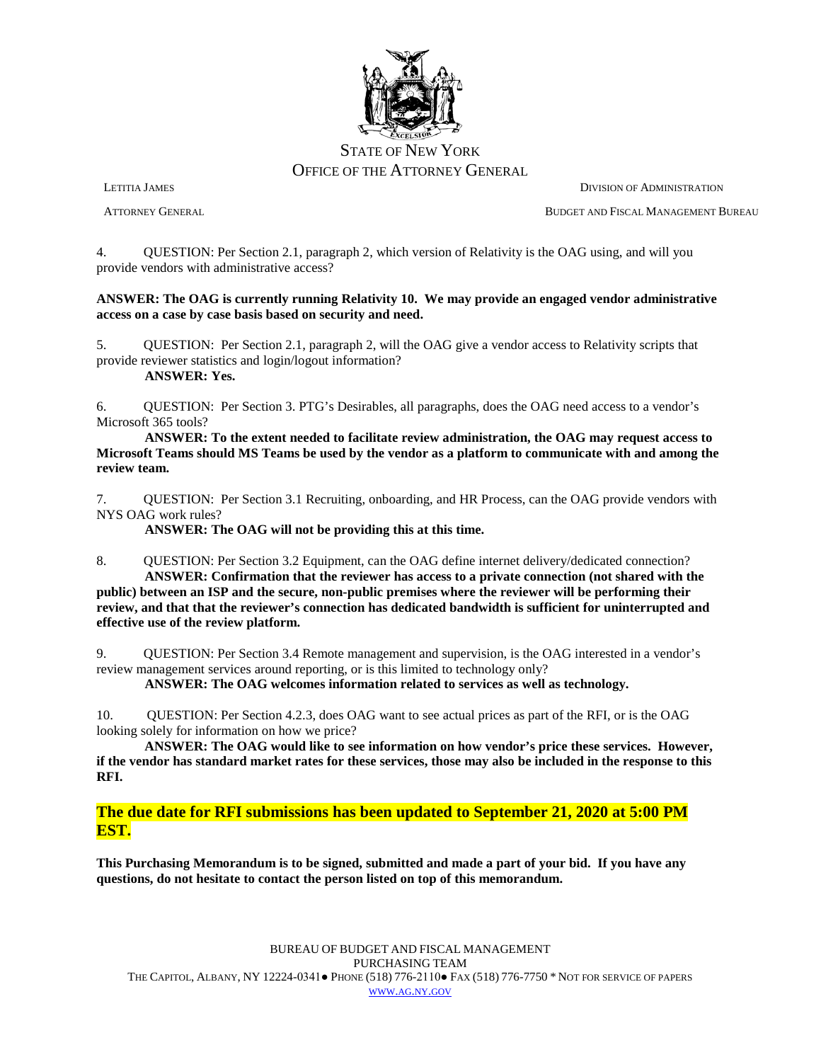4. QUESTION: Per Section 2.1, paragraph 2, which version of Relativity is the OAG using, and will you provide vendors with administrative access?

**ANSWER: The OAG is currently running Relativity 10. We may provide an engaged vendor administrative access on a case by case basis based on security and need.**

5. QUESTION: Per Section 2.1, paragraph 2, will the OAG give a vendor access to Relativity scripts that provide reviewer statistics and login/logout information?

**ANSWER: Yes.**

6. QUESTION: Per Section 3. PTG's Desirables, all paragraphs, does the OAG need access to a vendor's Microsoft 365 tools?

**ANSWER: To the extent needed to facilitate review administration, the OAG may request access to Microsoft Teams should MS Teams be used by the vendor as a platform to communicate with and among the review team.**

7. QUESTION: Per Section 3.1 Recruiting, onboarding, and HR Process, can the OAG provide vendors with NYS OAG work rules?

**ANSWER: The OAG will not be providing this at this time.**

8. QUESTION: Per Section 3.2 Equipment, can the OAG define internet delivery/dedicated connection?

**ANSWER: Confirmation that the reviewer has access to a private connection (not shared with the public) between an ISP and the secure, non-public premises where the reviewer will be performing their review, and that that the reviewer's connection has dedicated bandwidth is sufficient for uninterrupted and effective use of the review platform.**

9. QUESTION: Per Section 3.4 Remote management and supervision, is the OAG interested in a vendor's review management services around reporting, or is this limited to technology only?

**ANSWER: The OAG welcomes information related to services as well as technology.**

10. QUESTION: Per Section 4.2.3, does OAG want to see actual prices as part of the RFI, or is the OAG looking solely for information on how we price?

**ANSWER: The OAG would like to see information on how vendor's price these services. However, if the vendor has standard market rates for these services, those may also be included in the response to this RFI.**

## The due date for RFI submissions has been updated to September 21, 2020 at 5:00 PM EST.

**This Purchasing Memorandum is to be signed, submitted and made a part of your bid. If you have any questions, do not hesitate to contact the person listed on top of this memorandum.**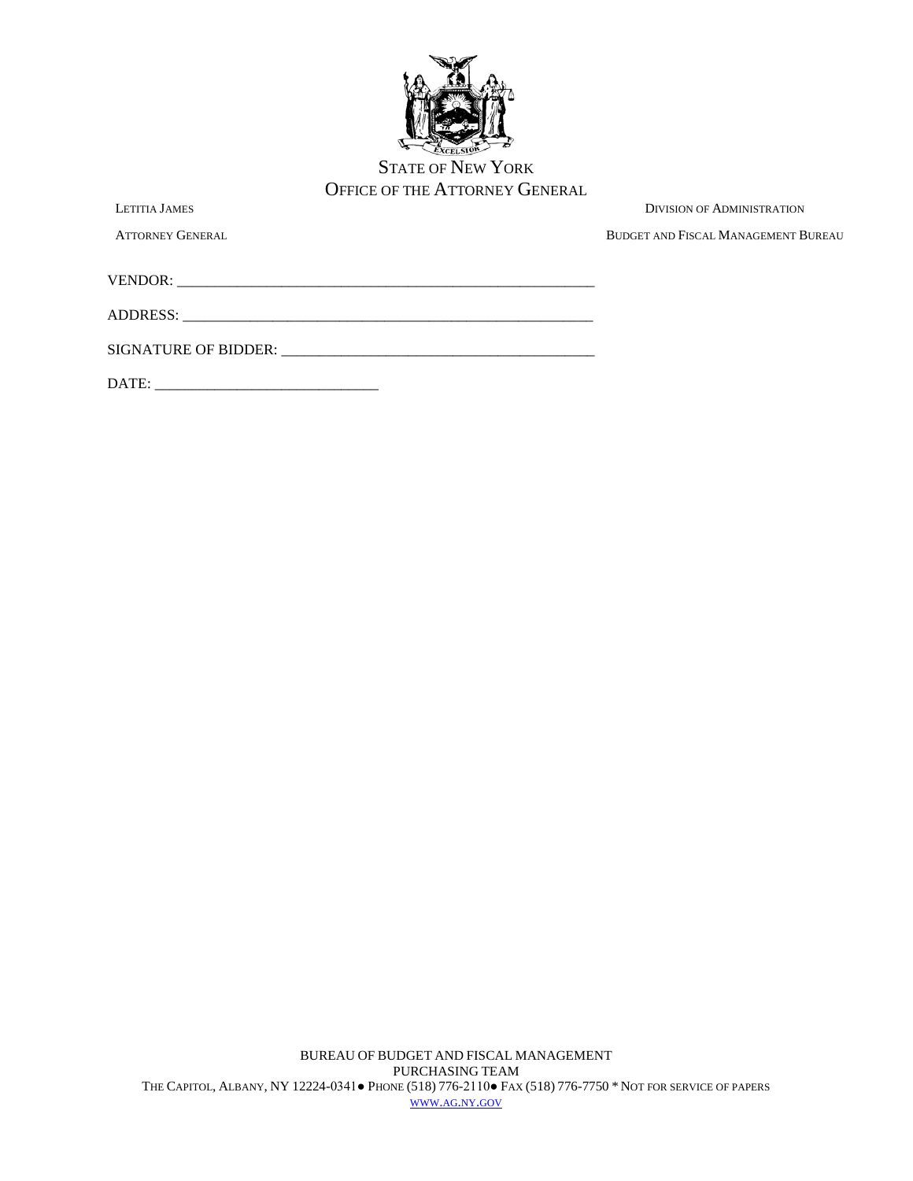STATE OF NEW YORK
OFFICE OF THE ATTORNEY GENERAL

LETITIA JAMES
ATTORNEY GENERAL

DIVISION OF ADMINISTRATION
BUDGET AND FISCAL MANAGEMENT BUREAU

VENDOR: ___________________________________________________________

ADDRESS: __________________________________________________________

SIGNATURE OF BIDDER: ____________________________________________

DATE: ______________________________

BUREAU OF BUDGET AND FISCAL MANAGEMENT
PURCHASING TEAM
THE CAPITOL, ALBANY, NY 12224-0341● PHONE (518) 776-2110● FAX (518) 776-7750 * NOT FOR SERVICE OF PAPERS
WWW.AG.NY.GOV